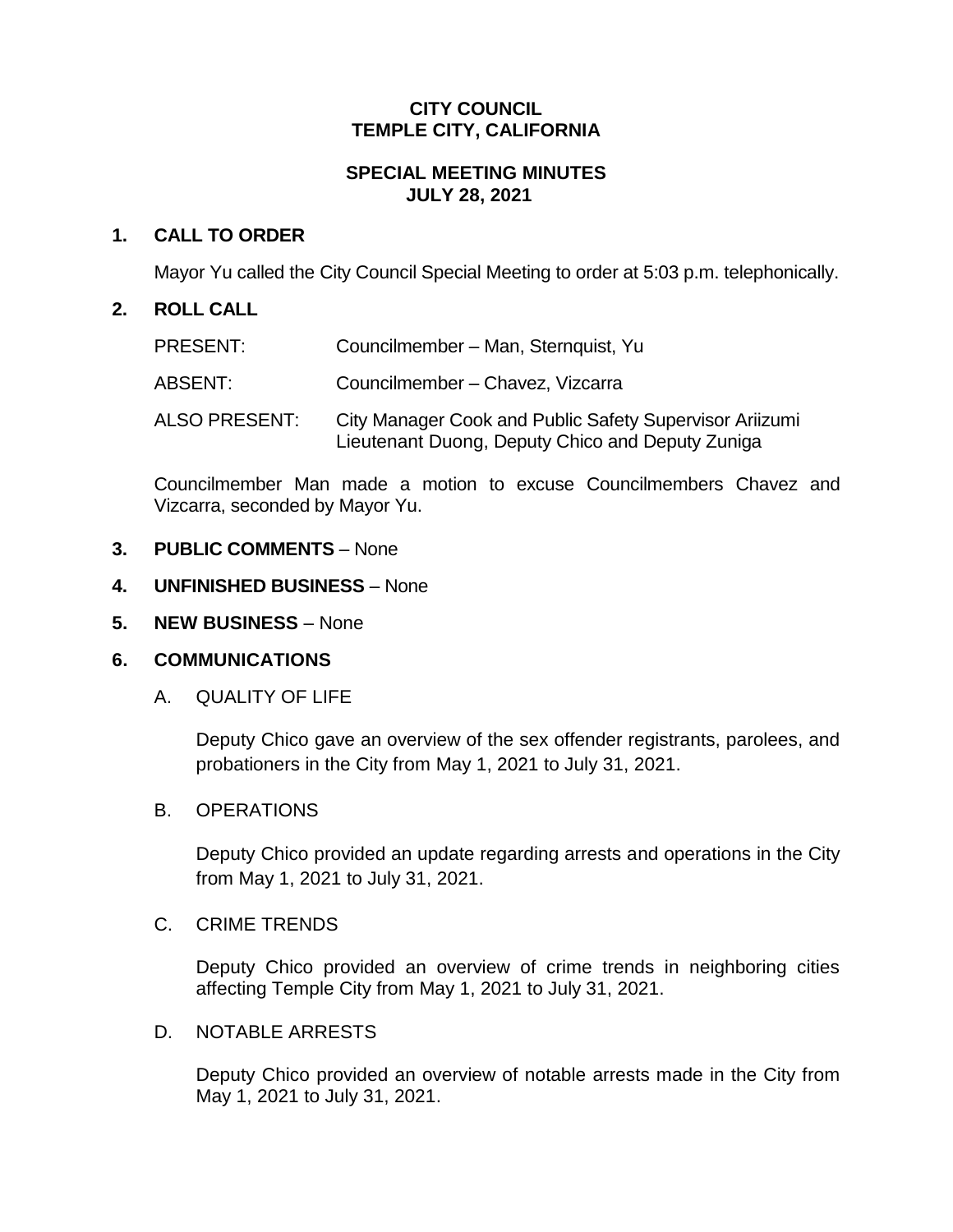# CITY COUNCIL
# TEMPLE CITY, CALIFORNIA

## SPECIAL MEETING MINUTES
## JULY 28, 2021

**1. CALL TO ORDER**

Mayor Yu called the City Council Special Meeting to order at 5:03 p.m. telephonically.

**2. ROLL CALL**

| | |
|---|---|
| PRESENT: | Councilmember – Man, Sternquist, Yu |
| ABSENT: | Councilmember – Chavez, Vizcarra |
| ALSO PRESENT: | City Manager Cook and Public Safety Supervisor Ariizumi Lieutenant Duong, Deputy Chico and Deputy Zuniga |

Councilmember Man made a motion to excuse Councilmembers Chavez and Vizcarra, seconded by Mayor Yu.

**3. PUBLIC COMMENTS** – None

**4. UNFINISHED BUSINESS** – None

**5. NEW BUSINESS** – None

**6. COMMUNICATIONS**

A. QUALITY OF LIFE

Deputy Chico gave an overview of the sex offender registrants, parolees, and probationers in the City from May 1, 2021 to July 31, 2021.

B. OPERATIONS

Deputy Chico provided an update regarding arrests and operations in the City from May 1, 2021 to July 31, 2021.

C. CRIME TRENDS

Deputy Chico provided an overview of crime trends in neighboring cities affecting Temple City from May 1, 2021 to July 31, 2021.

D. NOTABLE ARRESTS

Deputy Chico provided an overview of notable arrests made in the City from May 1, 2021 to July 31, 2021.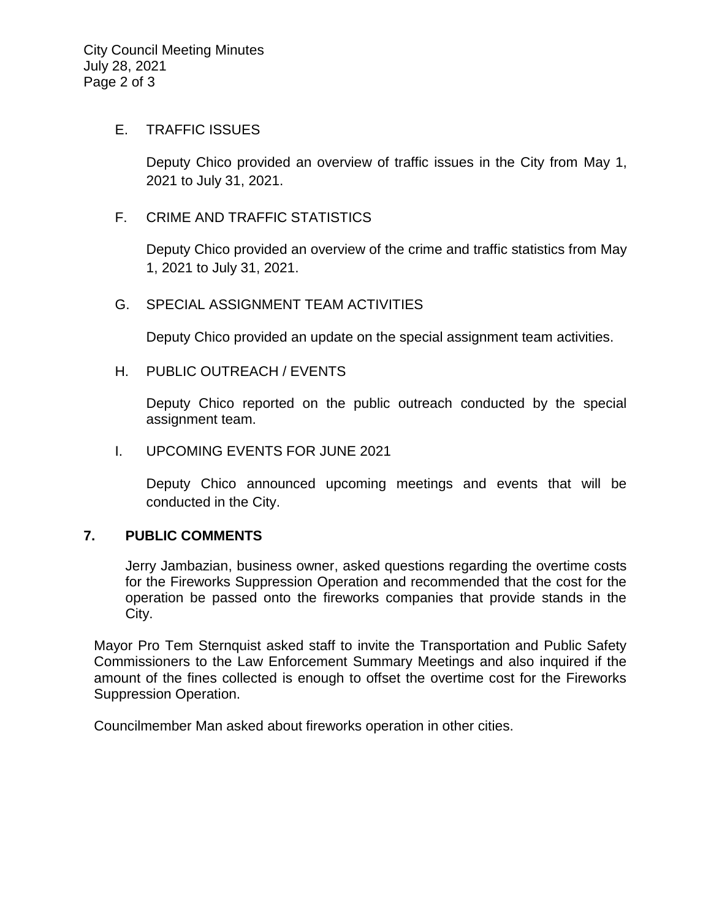E. TRAFFIC ISSUES

Deputy Chico provided an overview of traffic issues in the City from May 1, 2021 to July 31, 2021.

F. CRIME AND TRAFFIC STATISTICS

Deputy Chico provided an overview of the crime and traffic statistics from May 1, 2021 to July 31, 2021.

G. SPECIAL ASSIGNMENT TEAM ACTIVITIES

Deputy Chico provided an update on the special assignment team activities.

H. PUBLIC OUTREACH / EVENTS

Deputy Chico reported on the public outreach conducted by the special assignment team.

I. UPCOMING EVENTS FOR JUNE 2021

Deputy Chico announced upcoming meetings and events that will be conducted in the City.

## 7. PUBLIC COMMENTS

Jerry Jambazian, business owner, asked questions regarding the overtime costs for the Fireworks Suppression Operation and recommended that the cost for the operation be passed onto the fireworks companies that provide stands in the City.

Mayor Pro Tem Sternquist asked staff to invite the Transportation and Public Safety Commissioners to the Law Enforcement Summary Meetings and also inquired if the amount of the fines collected is enough to offset the overtime cost for the Fireworks Suppression Operation.

Councilmember Man asked about fireworks operation in other cities.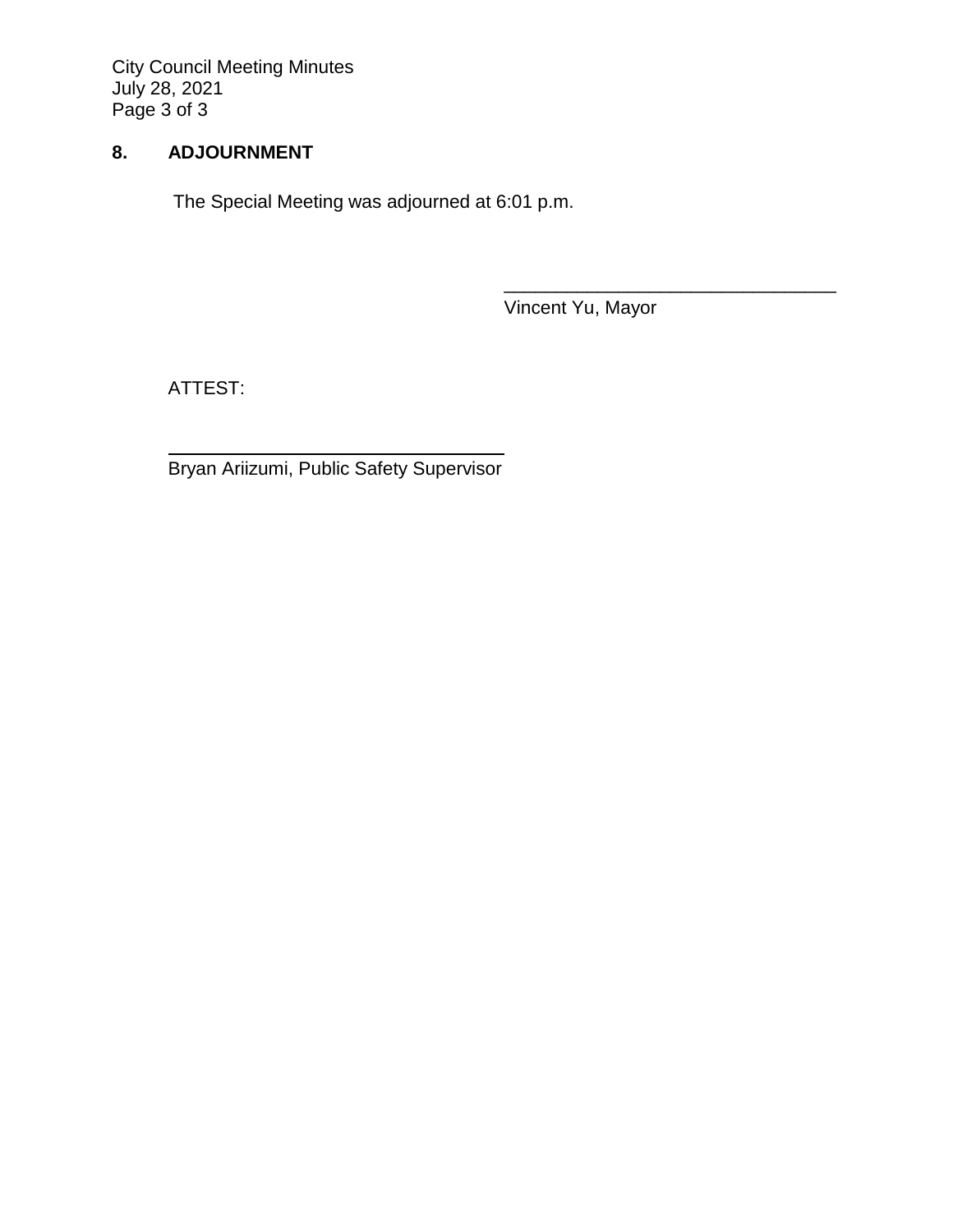## 8. ADJOURNMENT

The Special Meeting was adjourned at 6:01 p.m.

_________________________________
Vincent Yu, Mayor

ATTEST:

_________________________________
Bryan Ariizumi, Public Safety Supervisor